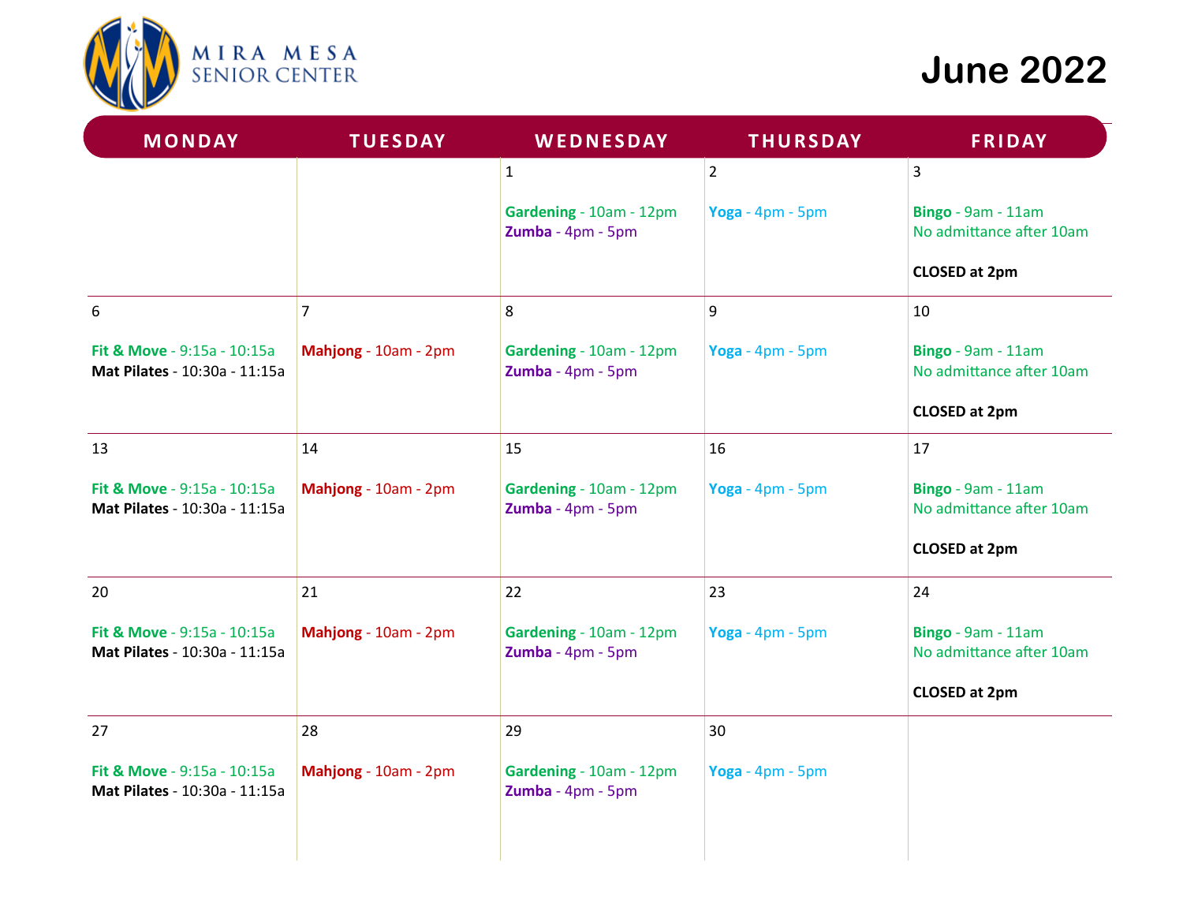# MIRA MESA SENIOR CENTER

# June 2022

| MONDAY | TUESDAY | WEDNESDAY | THURSDAY | FRIDAY |
|---|---|---|---|---|
| | | 1<br><br>**Gardening** - 10am - 12pm<br>**Zumba** - 4pm - 5pm | 2<br><br>**Yoga** - 4pm - 5pm | 3<br><br>**Bingo** - 9am - 11am<br>No admittance after 10am<br><br>**CLOSED at 2pm** |
| 6<br><br>**Fit & Move** - 9:15a - 10:15a<br>**Mat Pilates** - 10:30a - 11:15a | 7<br><br>**Mahjong** - 10am - 2pm | 8<br><br>**Gardening** - 10am - 12pm<br>**Zumba** - 4pm - 5pm | 9<br><br>**Yoga** - 4pm - 5pm | 10<br><br>**Bingo** - 9am - 11am<br>No admittance after 10am<br><br>**CLOSED at 2pm** |
| 13<br><br>**Fit & Move** - 9:15a - 10:15a<br>**Mat Pilates** - 10:30a - 11:15a | 14<br><br>**Mahjong** - 10am - 2pm | 15<br><br>**Gardening** - 10am - 12pm<br>**Zumba** - 4pm - 5pm | 16<br><br>**Yoga** - 4pm - 5pm | 17<br><br>**Bingo** - 9am - 11am<br>No admittance after 10am<br><br>**CLOSED at 2pm** |
| 20<br><br>**Fit & Move** - 9:15a - 10:15a<br>**Mat Pilates** - 10:30a - 11:15a | 21<br><br>**Mahjong** - 10am - 2pm | 22<br><br>**Gardening** - 10am - 12pm<br>**Zumba** - 4pm - 5pm | 23<br><br>**Yoga** - 4pm - 5pm | 24<br><br>**Bingo** - 9am - 11am<br>No admittance after 10am<br><br>**CLOSED at 2pm** |
| 27<br><br>**Fit & Move** - 9:15a - 10:15a<br>**Mat Pilates** - 10:30a - 11:15a | 28<br><br>**Mahjong** - 10am - 2pm | 29<br><br>**Gardening** - 10am - 12pm<br>**Zumba** - 4pm - 5pm | 30<br><br>**Yoga** - 4pm - 5pm | |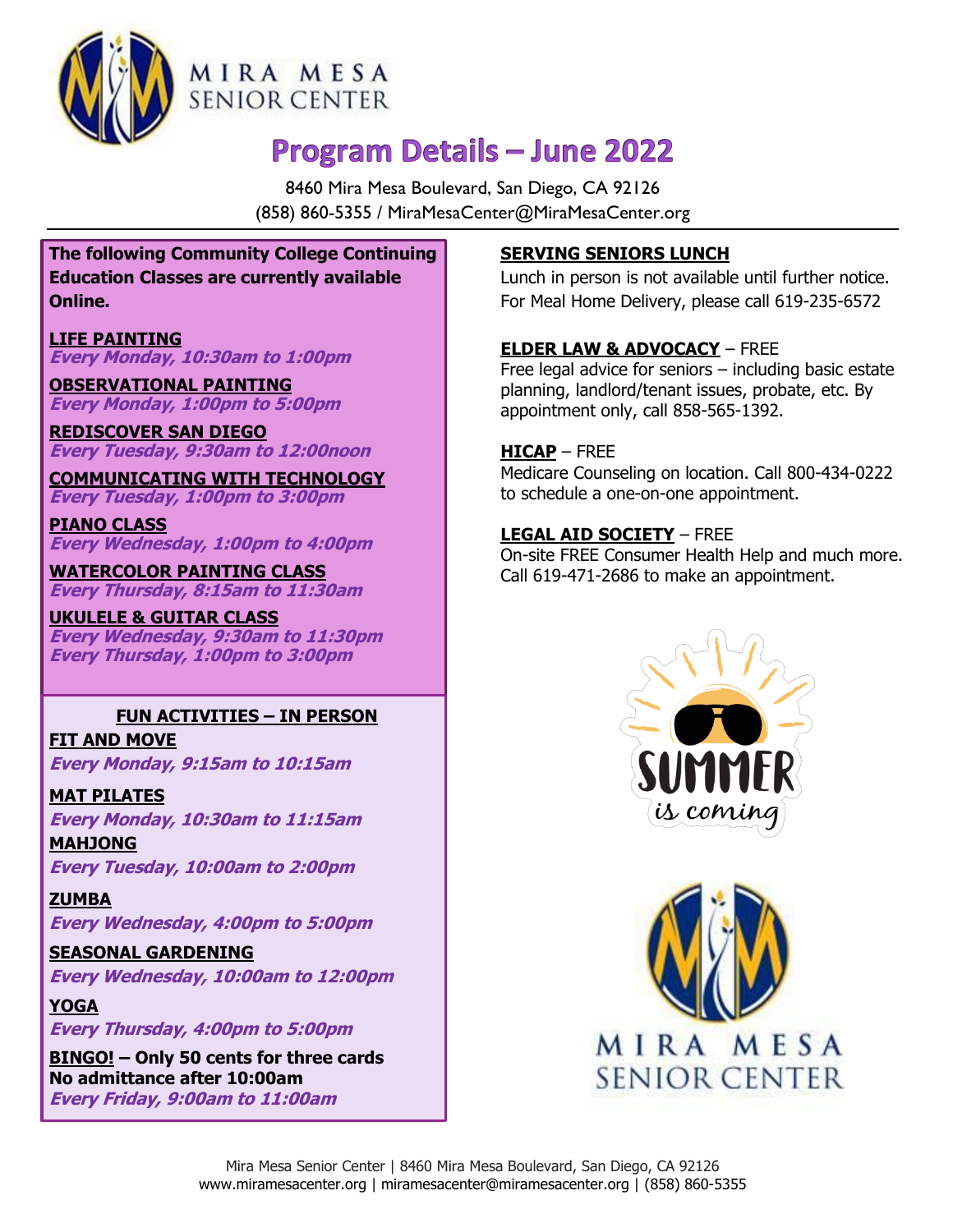# MIRA MESA SENIOR CENTER

## Program Details – June 2022

8460 Mira Mesa Boulevard, San Diego, CA 92126
(858) 860-5355 / MiraMesaCenter@MiraMesaCenter.org

**The following Community College Continuing Education Classes are currently available Online.**

**LIFE PAINTING**
***Every Monday, 10:30am to 1:00pm***

**OBSERVATIONAL PAINTING**
***Every Monday, 1:00pm to 5:00pm***

**REDISCOVER SAN DIEGO**
***Every Tuesday, 9:30am to 12:00noon***

**COMMUNICATING WITH TECHNOLOGY**
***Every Tuesday, 1:00pm to 3:00pm***

**PIANO CLASS**
***Every Wednesday, 1:00pm to 4:00pm***

**WATERCOLOR PAINTING CLASS**
***Every Thursday, 8:15am to 11:30am***

**UKULELE & GUITAR CLASS**
***Every Wednesday, 9:30am to 11:30pm***
***Every Thursday, 1:00pm to 3:00pm***

### FUN ACTIVITIES – IN PERSON

**FIT AND MOVE**
***Every Monday, 9:15am to 10:15am***

**MAT PILATES**
***Every Monday, 10:30am to 11:15am***

**MAHJONG**
***Every Tuesday, 10:00am to 2:00pm***

**ZUMBA**
***Every Wednesday, 4:00pm to 5:00pm***

**SEASONAL GARDENING**
***Every Wednesday, 10:00am to 12:00pm***

**YOGA**
***Every Thursday, 4:00pm to 5:00pm***

**BINGO! – Only 50 cents for three cards**
**No admittance after 10:00am**
***Every Friday, 9:00am to 11:00am***

**SERVING SENIORS LUNCH**
Lunch in person is not available until further notice. For Meal Home Delivery, please call 619-235-6572

**ELDER LAW & ADVOCACY** – FREE
Free legal advice for seniors – including basic estate planning, landlord/tenant issues, probate, etc. By appointment only, call 858-565-1392.

**HICAP** – FREE
Medicare Counseling on location. Call 800-434-0222 to schedule a one-on-one appointment.

**LEGAL AID SOCIETY** – FREE
On-site FREE Consumer Health Help and much more. Call 619-471-2686 to make an appointment.

SUMMER is coming

MIRA MESA SENIOR CENTER

Mira Mesa Senior Center | 8460 Mira Mesa Boulevard, San Diego, CA 92126
www.miramesacenter.org | miramesacenter@miramesacenter.org | (858) 860-5355